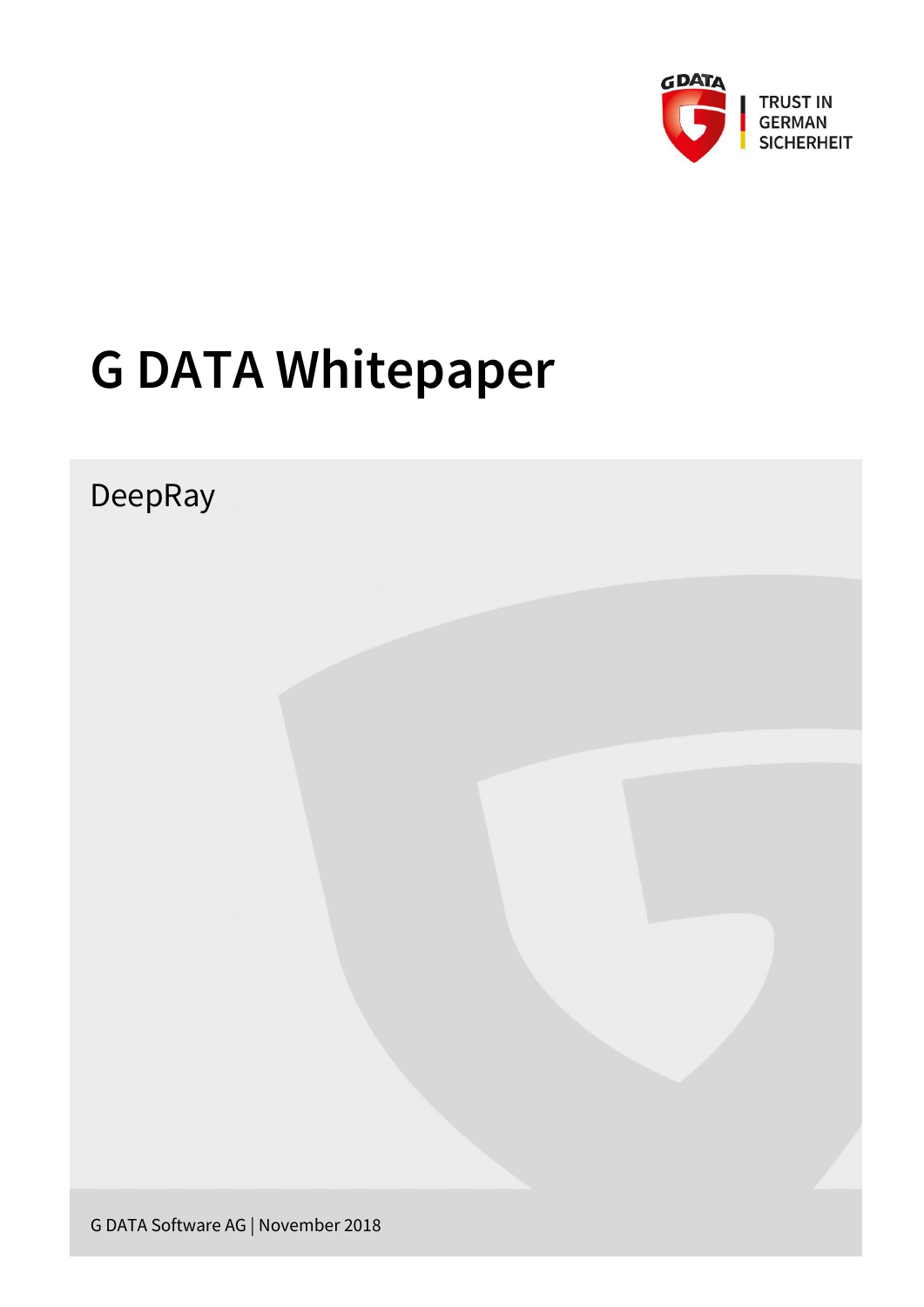# G DATA Whitepaper

DeepRay

G DATA Software AG | November 2018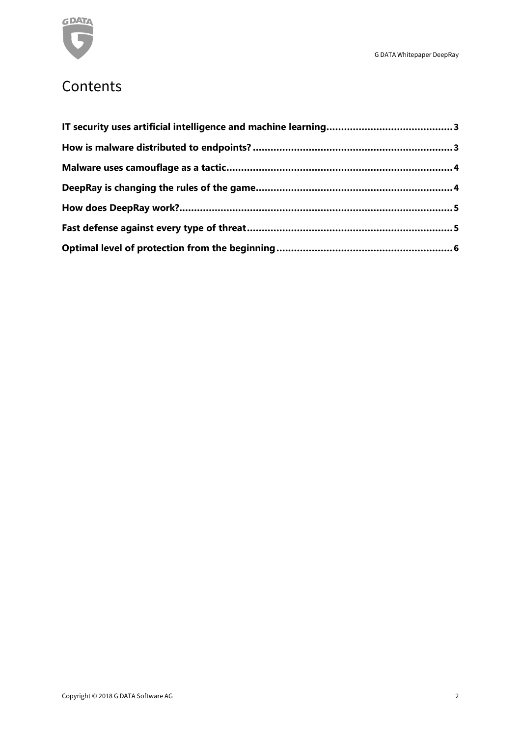# Contents

**IT security uses artificial intelligence and machine learning** .......... 3

**How is malware distributed to endpoints?** .......... 3

**Malware uses camouflage as a tactic** .......... 4

**DeepRay is changing the rules of the game** .......... 4

**How does DeepRay work?** .......... 5

**Fast defense against every type of threat** .......... 5

**Optimal level of protection from the beginning** .......... 6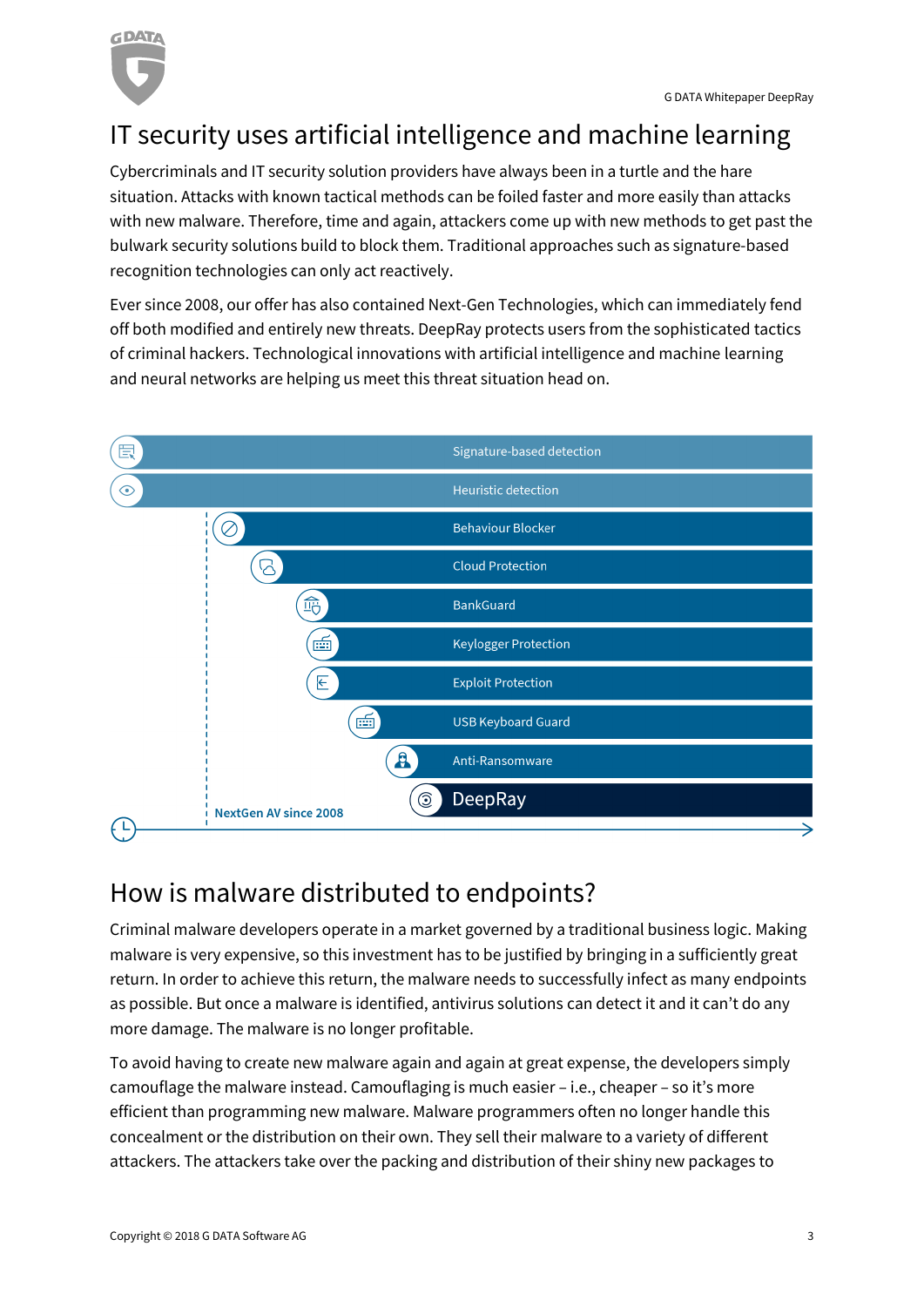# IT security uses artificial intelligence and machine learning

Cybercriminals and IT security solution providers have always been in a turtle and the hare situation. Attacks with known tactical methods can be foiled faster and more easily than attacks with new malware. Therefore, time and again, attackers come up with new methods to get past the bulwark security solutions build to block them. Traditional approaches such as signature-based recognition technologies can only act reactively.

Ever since 2008, our offer has also contained Next-Gen Technologies, which can immediately fend off both modified and entirely new threats. DeepRay protects users from the sophisticated tactics of criminal hackers. Technological innovations with artificial intelligence and machine learning and neural networks are helping us meet this threat situation head on.

- Signature-based detection
- Heuristic detection
- Behaviour Blocker
- Cloud Protection
- BankGuard
- Keylogger Protection
- Exploit Protection
- USB Keyboard Guard
- Anti-Ransomware
- DeepRay

NextGen AV since 2008

# How is malware distributed to endpoints?

Criminal malware developers operate in a market governed by a traditional business logic. Making malware is very expensive, so this investment has to be justified by bringing in a sufficiently great return. In order to achieve this return, the malware needs to successfully infect as many endpoints as possible. But once a malware is identified, antivirus solutions can detect it and it can't do any more damage. The malware is no longer profitable.

To avoid having to create new malware again and again at great expense, the developers simply camouflage the malware instead. Camouflaging is much easier – i.e., cheaper – so it's more efficient than programming new malware. Malware programmers often no longer handle this concealment or the distribution on their own. They sell their malware to a variety of different attackers. The attackers take over the packing and distribution of their shiny new packages to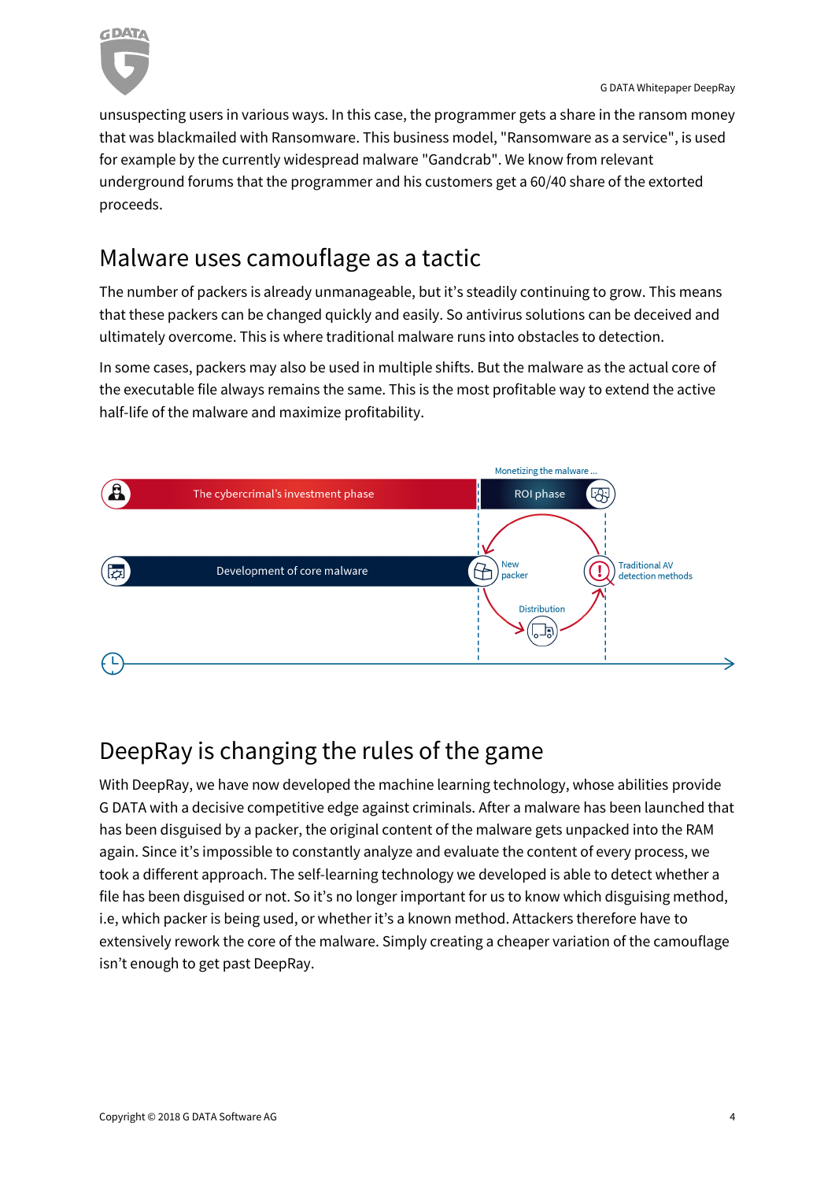unsuspecting users in various ways. In this case, the programmer gets a share in the ransom money that was blackmailed with Ransomware. This business model, "Ransomware as a service", is used for example by the currently widespread malware "Gandcrab". We know from relevant underground forums that the programmer and his customers get a 60/40 share of the extorted proceeds.

## Malware uses camouflage as a tactic

The number of packers is already unmanageable, but it's steadily continuing to grow. This means that these packers can be changed quickly and easily. So antivirus solutions can be deceived and ultimately overcome. This is where traditional malware runs into obstacles to detection.

In some cases, packers may also be used in multiple shifts. But the malware as the actual core of the executable file always remains the same. This is the most profitable way to extend the active half-life of the malware and maximize profitability.

Monetizing the malware ...

The cybercrimal's investment phase

ROI phase

Development of core malware

New packer

Traditional AV detection methods

Distribution

## DeepRay is changing the rules of the game

With DeepRay, we have now developed the machine learning technology, whose abilities provide G DATA with a decisive competitive edge against criminals. After a malware has been launched that has been disguised by a packer, the original content of the malware gets unpacked into the RAM again. Since it's impossible to constantly analyze and evaluate the content of every process, we took a different approach. The self-learning technology we developed is able to detect whether a file has been disguised or not. So it's no longer important for us to know which disguising method, i.e, which packer is being used, or whether it's a known method. Attackers therefore have to extensively rework the core of the malware. Simply creating a cheaper variation of the camouflage isn't enough to get past DeepRay.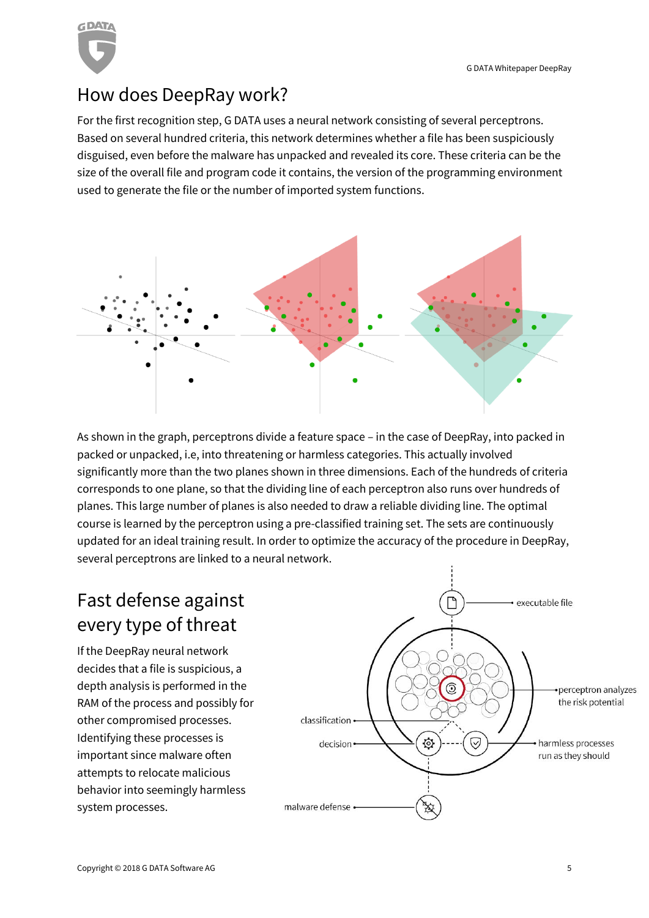# How does DeepRay work?

For the first recognition step, G DATA uses a neural network consisting of several perceptrons. Based on several hundred criteria, this network determines whether a file has been suspiciously disguised, even before the malware has unpacked and revealed its core. These criteria can be the size of the overall file and program code it contains, the version of the programming environment used to generate the file or the number of imported system functions.

As shown in the graph, perceptrons divide a feature space – in the case of DeepRay, into packed in packed or unpacked, i.e, into threatening or harmless categories. This actually involved significantly more than the two planes shown in three dimensions. Each of the hundreds of criteria corresponds to one plane, so that the dividing line of each perceptron also runs over hundreds of planes. This large number of planes is also needed to draw a reliable dividing line. The optimal course is learned by the perceptron using a pre-classified training set. The sets are continuously updated for an ideal training result. In order to optimize the accuracy of the procedure in DeepRay, several perceptrons are linked to a neural network.

## Fast defense against every type of threat

If the DeepRay neural network decides that a file is suspicious, a depth analysis is performed in the RAM of the process and possibly for other compromised processes. Identifying these processes is important since malware often attempts to relocate malicious behavior into seemingly harmless system processes.

executable file

perceptron analyzes the risk potential

classification

decision

harmless processes run as they should

malware defense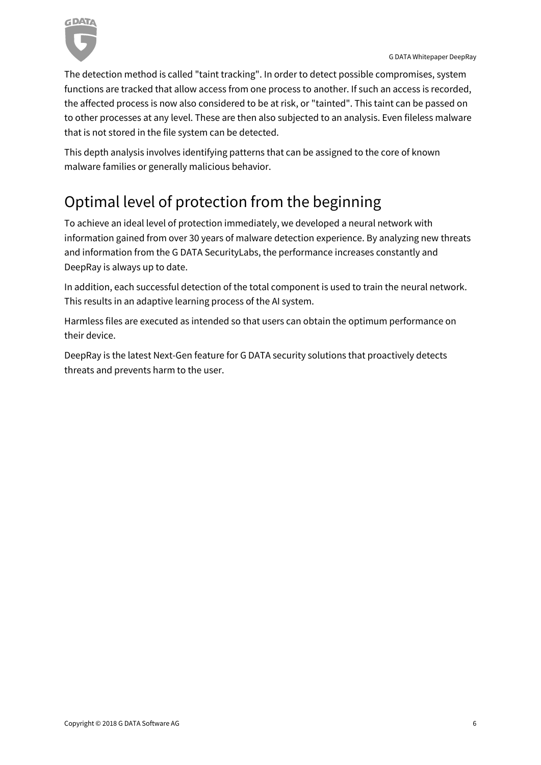The detection method is called "taint tracking". In order to detect possible compromises, system functions are tracked that allow access from one process to another. If such an access is recorded, the affected process is now also considered to be at risk, or "tainted". This taint can be passed on to other processes at any level. These are then also subjected to an analysis. Even fileless malware that is not stored in the file system can be detected.

This depth analysis involves identifying patterns that can be assigned to the core of known malware families or generally malicious behavior.

## Optimal level of protection from the beginning

To achieve an ideal level of protection immediately, we developed a neural network with information gained from over 30 years of malware detection experience. By analyzing new threats and information from the G DATA SecurityLabs, the performance increases constantly and DeepRay is always up to date.

In addition, each successful detection of the total component is used to train the neural network. This results in an adaptive learning process of the AI system.

Harmless files are executed as intended so that users can obtain the optimum performance on their device.

DeepRay is the latest Next-Gen feature for G DATA security solutions that proactively detects threats and prevents harm to the user.